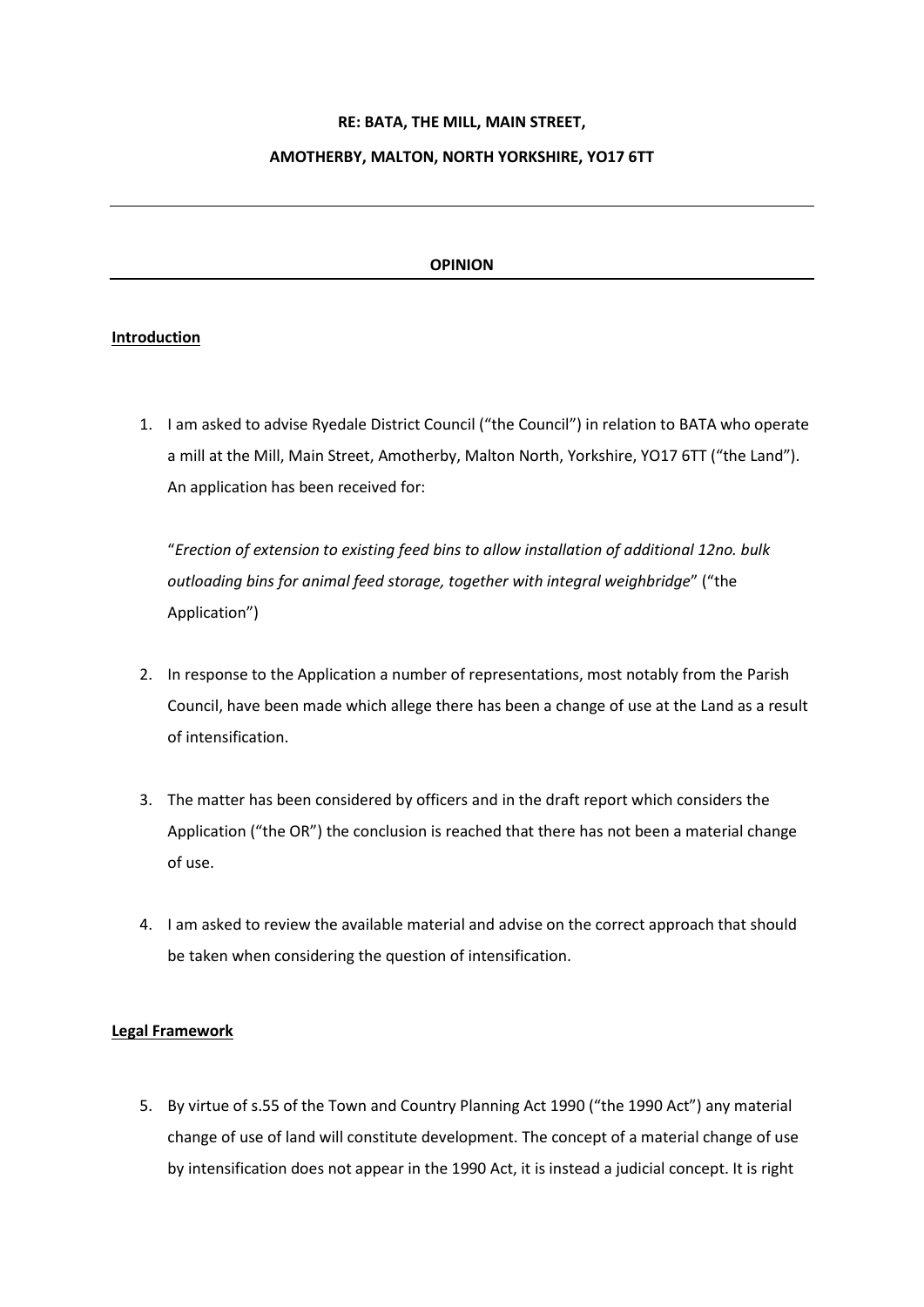**RE: BATA, THE MILL, MAIN STREET,**

**AMOTHERBY, MALTON, NORTH YORKSHIRE, YO17 6TT**

---

**OPINION**

---

## Introduction

1. I am asked to advise Ryedale District Council ("the Council") in relation to BATA who operate a mill at the Mill, Main Street, Amotherby, Malton North, Yorkshire, YO17 6TT ("the Land"). An application has been received for:

   "*Erection of extension to existing feed bins to allow installation of additional 12no. bulk outloading bins for animal feed storage, together with integral weighbridge*" ("the Application")

2. In response to the Application a number of representations, most notably from the Parish Council, have been made which allege there has been a change of use at the Land as a result of intensification.

3. The matter has been considered by officers and in the draft report which considers the Application ("the OR") the conclusion is reached that there has not been a material change of use.

4. I am asked to review the available material and advise on the correct approach that should be taken when considering the question of intensification.

## Legal Framework

5. By virtue of s.55 of the Town and Country Planning Act 1990 ("the 1990 Act") any material change of use of land will constitute development. The concept of a material change of use by intensification does not appear in the 1990 Act, it is instead a judicial concept. It is right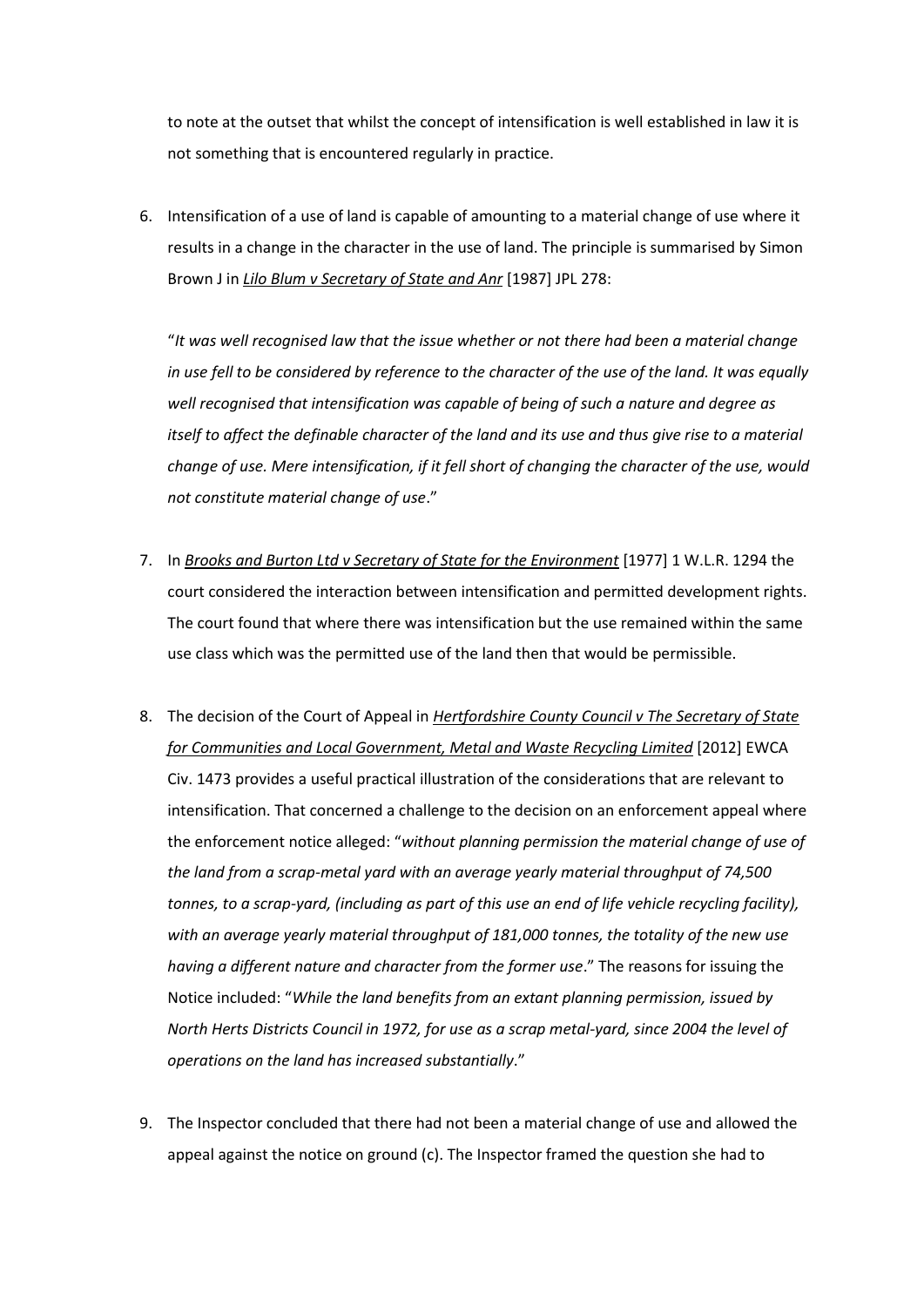to note at the outset that whilst the concept of intensification is well established in law it is not something that is encountered regularly in practice.

6. Intensification of a use of land is capable of amounting to a material change of use where it results in a change in the character in the use of land. The principle is summarised by Simon Brown J in *Lilo Blum v Secretary of State and Anr* [1987] JPL 278:

   "*It was well recognised law that the issue whether or not there had been a material change in use fell to be considered by reference to the character of the use of the land. It was equally well recognised that intensification was capable of being of such a nature and degree as itself to affect the definable character of the land and its use and thus give rise to a material change of use. Mere intensification, if it fell short of changing the character of the use, would not constitute material change of use*."

7. In *Brooks and Burton Ltd v Secretary of State for the Environment* [1977] 1 W.L.R. 1294 the court considered the interaction between intensification and permitted development rights. The court found that where there was intensification but the use remained within the same use class which was the permitted use of the land then that would be permissible.

8. The decision of the Court of Appeal in *Hertfordshire County Council v The Secretary of State for Communities and Local Government, Metal and Waste Recycling Limited* [2012] EWCA Civ. 1473 provides a useful practical illustration of the considerations that are relevant to intensification. That concerned a challenge to the decision on an enforcement appeal where the enforcement notice alleged: "*without planning permission the material change of use of the land from a scrap-metal yard with an average yearly material throughput of 74,500 tonnes, to a scrap-yard, (including as part of this use an end of life vehicle recycling facility), with an average yearly material throughput of 181,000 tonnes, the totality of the new use having a different nature and character from the former use*." The reasons for issuing the Notice included: "*While the land benefits from an extant planning permission, issued by North Herts Districts Council in 1972, for use as a scrap metal-yard, since 2004 the level of operations on the land has increased substantially*."

9. The Inspector concluded that there had not been a material change of use and allowed the appeal against the notice on ground (c). The Inspector framed the question she had to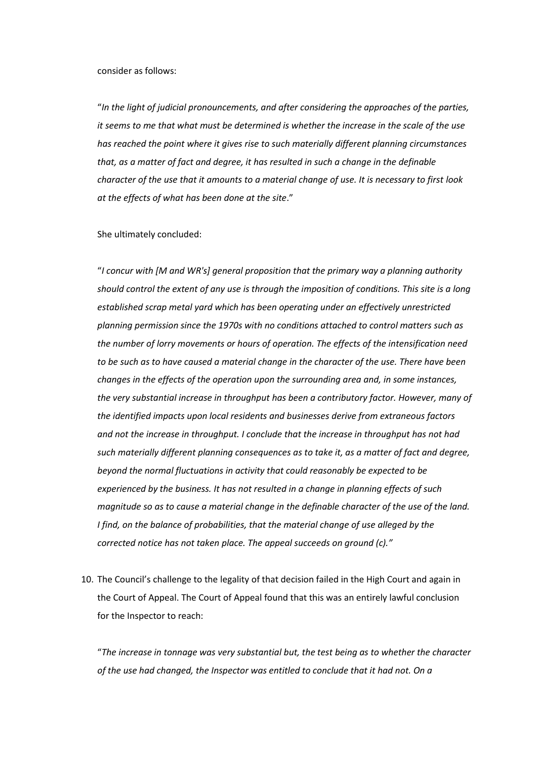consider as follows:

"*In the light of judicial pronouncements, and after considering the approaches of the parties, it seems to me that what must be determined is whether the increase in the scale of the use has reached the point where it gives rise to such materially different planning circumstances that, as a matter of fact and degree, it has resulted in such a change in the definable character of the use that it amounts to a material change of use. It is necessary to first look at the effects of what has been done at the site*."

She ultimately concluded:

"*I concur with [M and WR's] general proposition that the primary way a planning authority should control the extent of any use is through the imposition of conditions. This site is a long established scrap metal yard which has been operating under an effectively unrestricted planning permission since the 1970s with no conditions attached to control matters such as the number of lorry movements or hours of operation. The effects of the intensification need to be such as to have caused a material change in the character of the use. There have been changes in the effects of the operation upon the surrounding area and, in some instances, the very substantial increase in throughput has been a contributory factor. However, many of the identified impacts upon local residents and businesses derive from extraneous factors and not the increase in throughput. I conclude that the increase in throughput has not had such materially different planning consequences as to take it, as a matter of fact and degree, beyond the normal fluctuations in activity that could reasonably be expected to be experienced by the business. It has not resulted in a change in planning effects of such magnitude so as to cause a material change in the definable character of the use of the land. I find, on the balance of probabilities, that the material change of use alleged by the corrected notice has not taken place. The appeal succeeds on ground (c).*"

10. The Council's challenge to the legality of that decision failed in the High Court and again in the Court of Appeal. The Court of Appeal found that this was an entirely lawful conclusion for the Inspector to reach:

"*The increase in tonnage was very substantial but, the test being as to whether the character of the use had changed, the Inspector was entitled to conclude that it had not. On a*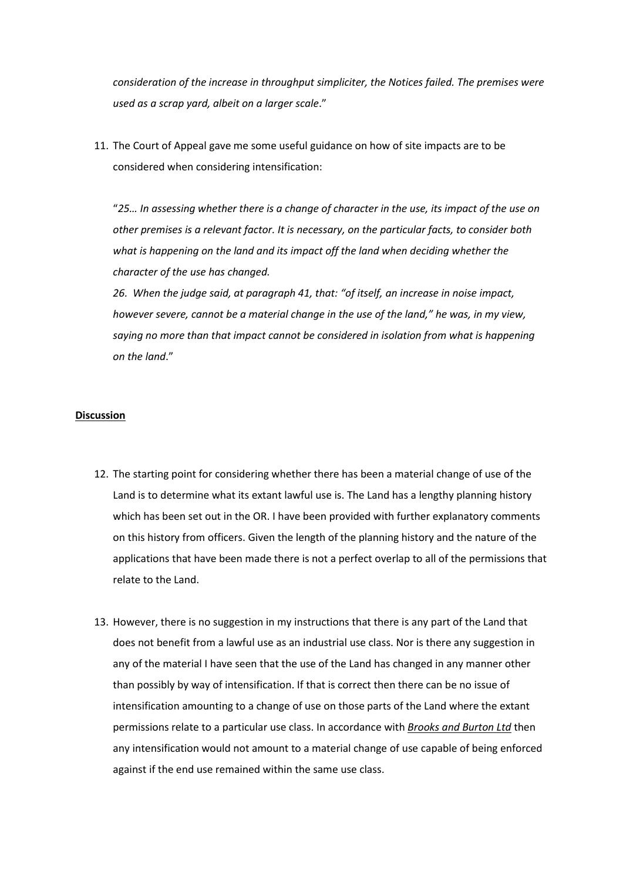*consideration of the increase in throughput simpliciter, the Notices failed. The premises were used as a scrap yard, albeit on a larger scale*."

11. The Court of Appeal gave me some useful guidance on how of site impacts are to be considered when considering intensification:

    "*25… In assessing whether there is a change of character in the use, its impact of the use on other premises is a relevant factor. It is necessary, on the particular facts, to consider both what is happening on the land and its impact off the land when deciding whether the character of the use has changed.*

    *26. When the judge said, at paragraph 41, that: "of itself, an increase in noise impact, however severe, cannot be a material change in the use of the land," he was, in my view, saying no more than that impact cannot be considered in isolation from what is happening on the land*."

**Discussion**

12. The starting point for considering whether there has been a material change of use of the Land is to determine what its extant lawful use is. The Land has a lengthy planning history which has been set out in the OR. I have been provided with further explanatory comments on this history from officers. Given the length of the planning history and the nature of the applications that have been made there is not a perfect overlap to all of the permissions that relate to the Land.

13. However, there is no suggestion in my instructions that there is any part of the Land that does not benefit from a lawful use as an industrial use class. Nor is there any suggestion in any of the material I have seen that the use of the Land has changed in any manner other than possibly by way of intensification. If that is correct then there can be no issue of intensification amounting to a change of use on those parts of the Land where the extant permissions relate to a particular use class. In accordance with ***Brooks and Burton Ltd*** then any intensification would not amount to a material change of use capable of being enforced against if the end use remained within the same use class.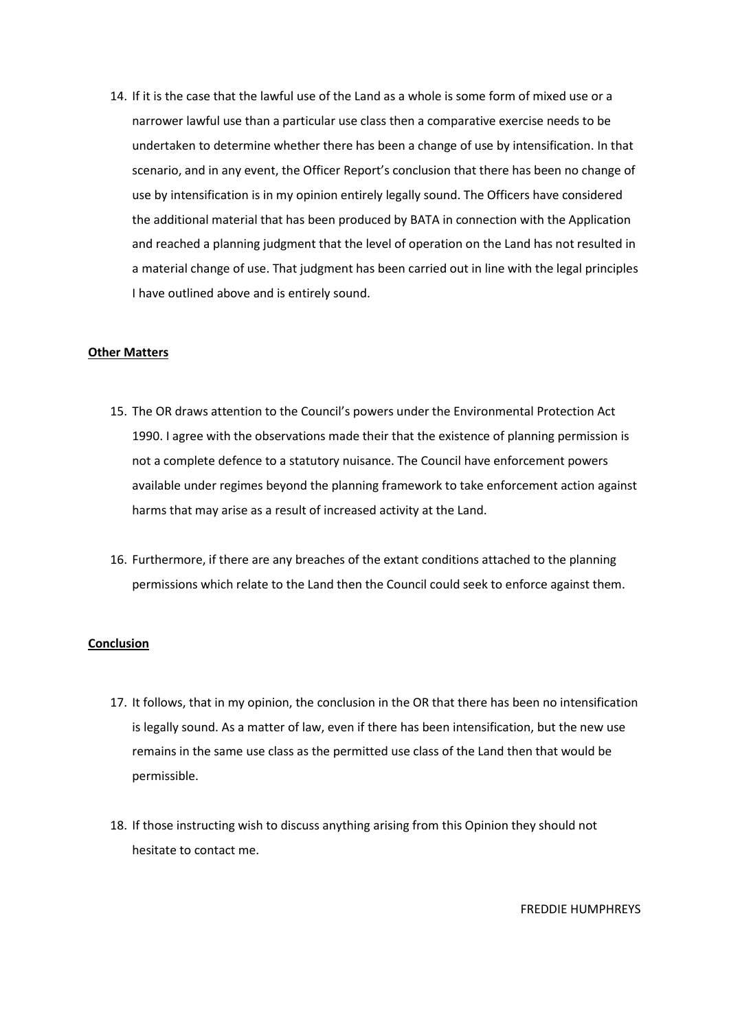14. If it is the case that the lawful use of the Land as a whole is some form of mixed use or a narrower lawful use than a particular use class then a comparative exercise needs to be undertaken to determine whether there has been a change of use by intensification. In that scenario, and in any event, the Officer Report's conclusion that there has been no change of use by intensification is in my opinion entirely legally sound. The Officers have considered the additional material that has been produced by BATA in connection with the Application and reached a planning judgment that the level of operation on the Land has not resulted in a material change of use. That judgment has been carried out in line with the legal principles I have outlined above and is entirely sound.

**Other Matters**

15. The OR draws attention to the Council's powers under the Environmental Protection Act 1990. I agree with the observations made their that the existence of planning permission is not a complete defence to a statutory nuisance. The Council have enforcement powers available under regimes beyond the planning framework to take enforcement action against harms that may arise as a result of increased activity at the Land.

16. Furthermore, if there are any breaches of the extant conditions attached to the planning permissions which relate to the Land then the Council could seek to enforce against them.

**Conclusion**

17. It follows, that in my opinion, the conclusion in the OR that there has been no intensification is legally sound. As a matter of law, even if there has been intensification, but the new use remains in the same use class as the permitted use class of the Land then that would be permissible.

18. If those instructing wish to discuss anything arising from this Opinion they should not hesitate to contact me.

FREDDIE HUMPHREYS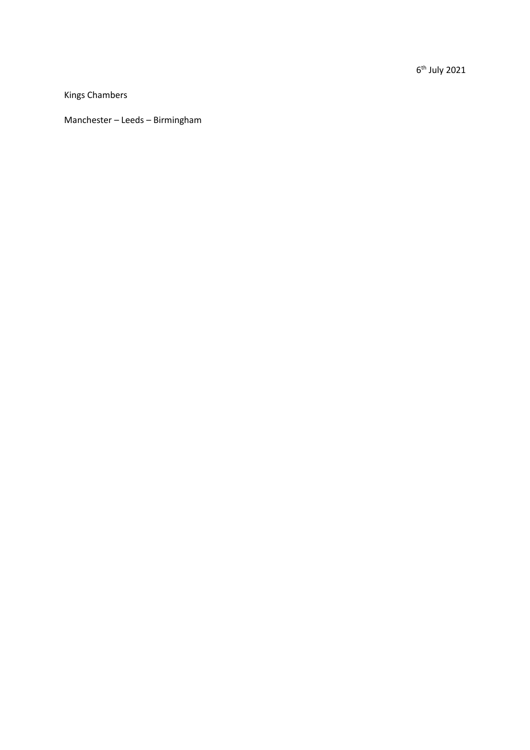6th July 2021

Kings Chambers

Manchester – Leeds – Birmingham